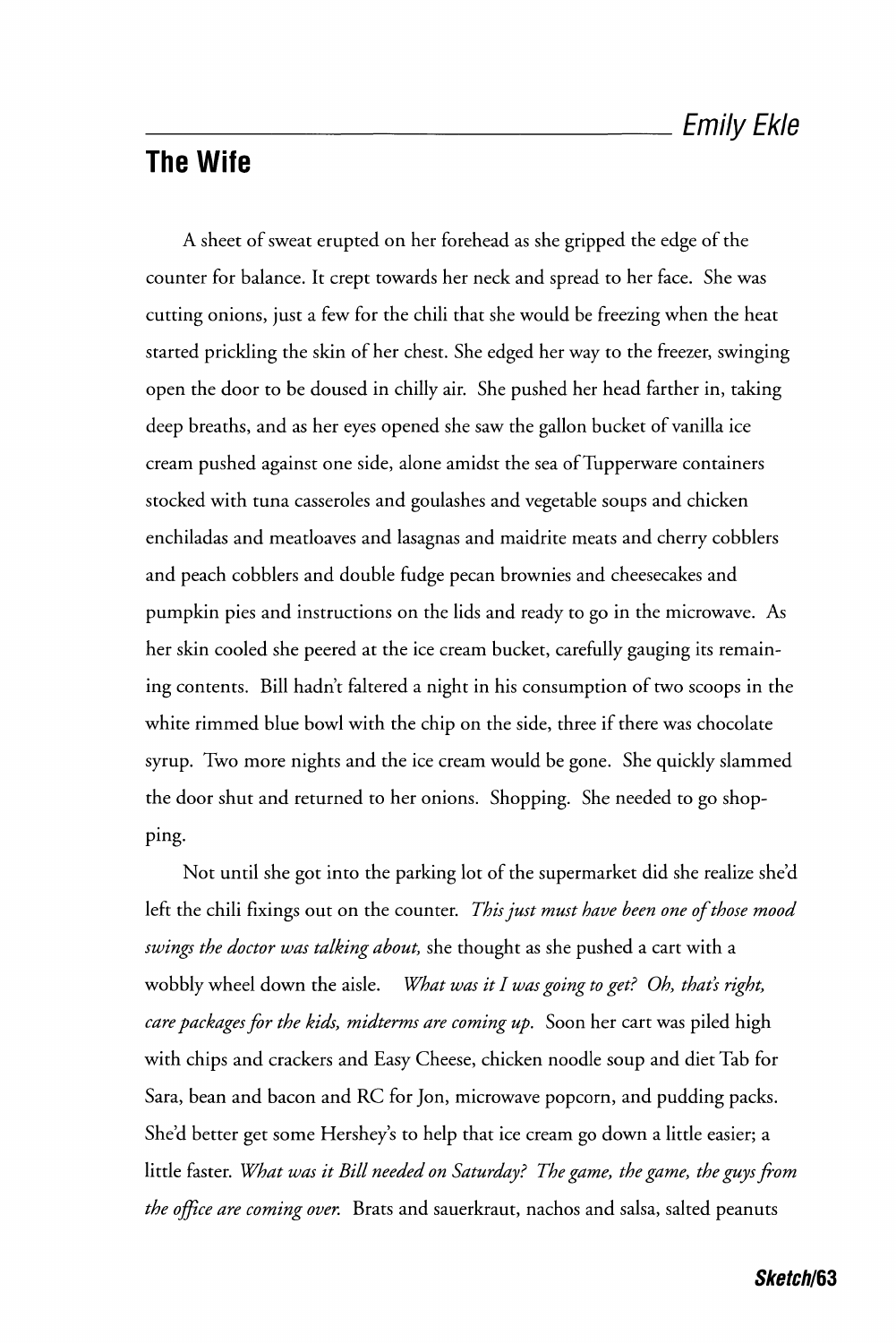## The Wife

**Emily Ekle**

A sheet of sweat erupted on her forehead as she gripped the edge of the counter for balance. It crept towards her neck and spread to her face. She was cutting onions, just a few for the chili that she would be freezing when the heat started prickling the skin of her chest. She edged her way to the freezer, swinging open the door to be doused in chilly air. She pushed her head farther in, taking deep breaths, and as her eyes opened she saw the gallon bucket of vanilla ice cream pushed against one side, alone amidst the sea of Tupperware containers stocked with tuna casseroles and goulashes and vegetable soups and chicken enchiladas and meatloaves and lasagnas and maidrite meats and cherry cobblers and peach cobblers and double fudge pecan brownies and cheesecakes and pumpkin pies and instructions on the lids and ready to go in the microwave. As her skin cooled she peered at the ice cream bucket, carefully gauging its remaining contents. Bill hadn't faltered a night in his consumption of two scoops in the white rimmed blue bowl with the chip on the side, three if there was chocolate syrup. Two more nights and the ice cream would be gone. She quickly slammed the door shut and returned to her onions. Shopping. She needed to go shopping.

Not until she got into the parking lot of the supermarket did she realize she'd left the chili fixings out on the counter. *This just must have been one of those mood swings the doctor was talking about,* she thought as she pushed a cart with a wobbly wheel down the aisle. *What was it I was going to get? Oh, that's right, care packages for the kids, midterms are coming up.* Soon her cart was piled high with chips and crackers and Easy Cheese, chicken noodle soup and diet Tab for Sara, bean and bacon and RC for Jon, microwave popcorn, and pudding packs. She'd better get some Hershey's to help that ice cream go down a little easier; a little faster. *What was it Bill needed on Saturday? The game, the game, the guys from the office are coming over.* Brats and sauerkraut, nachos and salsa, salted peanuts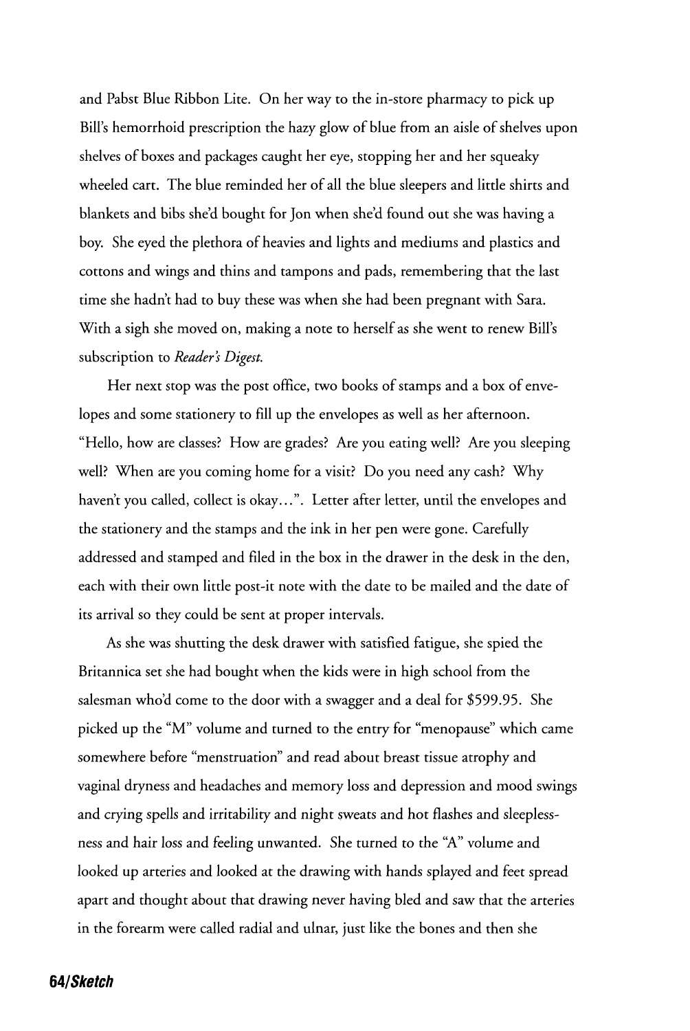and Pabst Blue Ribbon Lite. On her way to the in-store pharmacy to pick up Bill's hemorrhoid prescription the hazy glow of blue from an aisle of shelves upon shelves of boxes and packages caught her eye, stopping her and her squeaky wheeled cart. The blue reminded her of all the blue sleepers and little shirts and blankets and bibs she'd bought for Jon when she'd found out she was having a boy. She eyed the plethora of heavies and lights and mediums and plastics and cottons and wings and thins and tampons and pads, remembering that the last time she hadn't had to buy these was when she had been pregnant with Sara. With a sigh she moved on, making a note to herself as she went to renew Bill's subscription to *Reader's Digest.*

Her next stop was the post office, two books of stamps and a box of envelopes and some stationery to fill up the envelopes as well as her afternoon. "Hello, how are classes? How are grades? Are you eating well? Are you sleeping well? When are you coming home for a visit? Do you need any cash? Why haven't you called, collect is okay...". Letter after letter, until the envelopes and the stationery and the stamps and the ink in her pen were gone. Carefully addressed and stamped and filed in the box in the drawer in the desk in the den, each with their own little post-it note with the date to be mailed and the date of its arrival so they could be sent at proper intervals.

As she was shutting the desk drawer with satisfied fatigue, she spied the Britannica set she had bought when the kids were in high school from the salesman who'd come to the door with a swagger and a deal for $599.95. She picked up the "M" volume and turned to the entry for "menopause" which came somewhere before "menstruation" and read about breast tissue atrophy and vaginal dryness and headaches and memory loss and depression and mood swings and crying spells and irritability and night sweats and hot flashes and sleeplessness and hair loss and feeling unwanted. She turned to the "A" volume and looked up arteries and looked at the drawing with hands splayed and feet spread apart and thought about that drawing never having bled and saw that the arteries in the forearm were called radial and ulnar, just like the bones and then she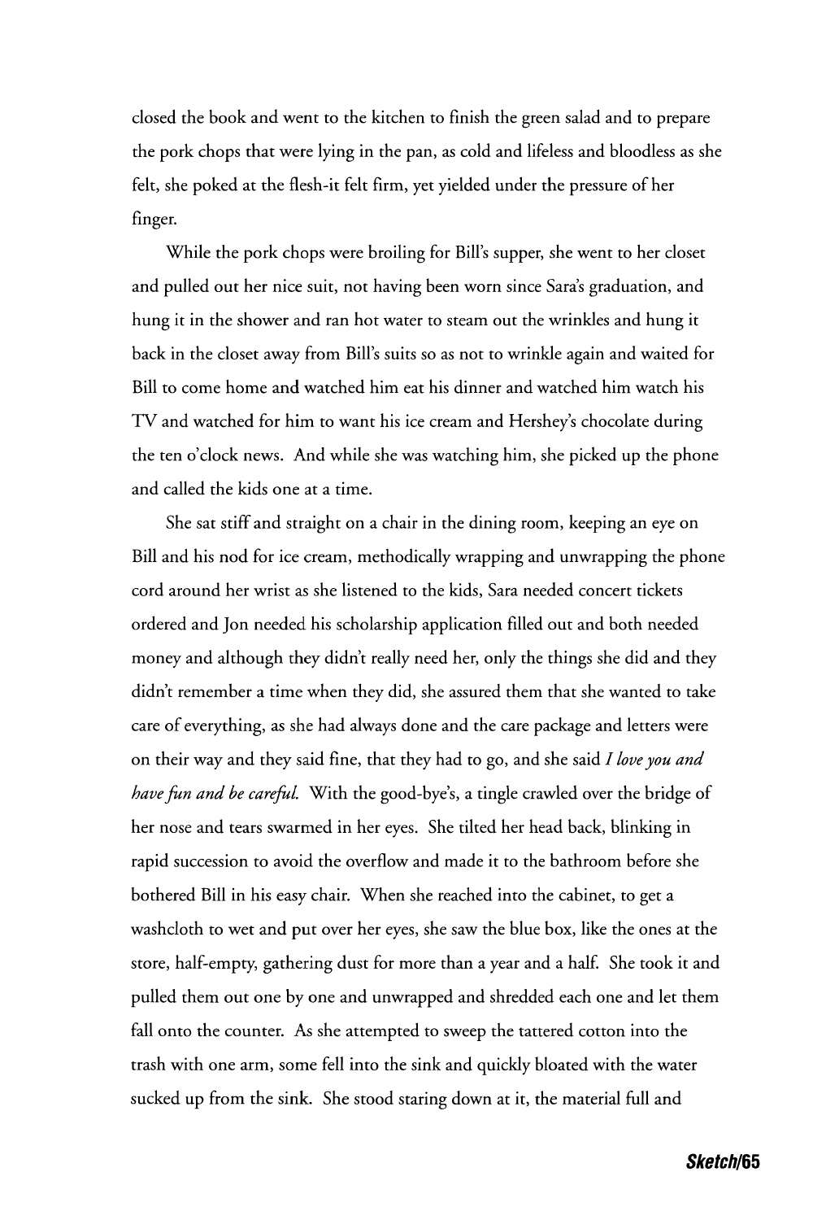closed the book and went to the kitchen to finish the green salad and to prepare the pork chops that were lying in the pan, as cold and lifeless and bloodless as she felt, she poked at the flesh-it felt firm, yet yielded under the pressure of her finger.

While the pork chops were broiling for Bill's supper, she went to her closet and pulled out her nice suit, not having been worn since Sara's graduation, and hung it in the shower and ran hot water to steam out the wrinkles and hung it back in the closet away from Bill's suits so as not to wrinkle again and waited for Bill to come home and watched him eat his dinner and watched him watch his TV and watched for him to want his ice cream and Hershey's chocolate during the ten o'clock news. And while she was watching him, she picked up the phone and called the kids one at a time.

She sat stiff and straight on a chair in the dining room, keeping an eye on Bill and his nod for ice cream, methodically wrapping and unwrapping the phone cord around her wrist as she listened to the kids, Sara needed concert tickets ordered and Jon needed his scholarship application filled out and both needed money and although they didn't really need her, only the things she did and they didn't remember a time when they did, she assured them that she wanted to take care of everything, as she had always done and the care package and letters were on their way and they said fine, that they had to go, and she said *I love you and have fun and be careful.* With the good-bye's, a tingle crawled over the bridge of her nose and tears swarmed in her eyes. She tilted her head back, blinking in rapid succession to avoid the overflow and made it to the bathroom before she bothered Bill in his easy chair. When she reached into the cabinet, to get a washcloth to wet and put over her eyes, she saw the blue box, like the ones at the store, half-empty, gathering dust for more than a year and a half. She took it and pulled them out one by one and unwrapped and shredded each one and let them fall onto the counter. As she attempted to sweep the tattered cotton into the trash with one arm, some fell into the sink and quickly bloated with the water sucked up from the sink. She stood staring down at it, the material full and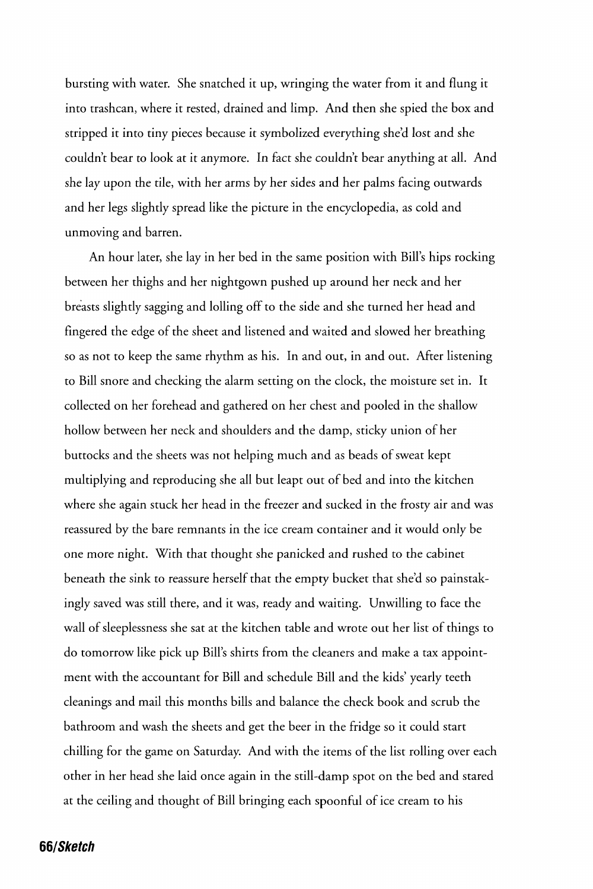bursting with water. She snatched it up, wringing the water from it and flung it into trashcan, where it rested, drained and limp. And then she spied the box and stripped it into tiny pieces because it symbolized everything she'd lost and she couldn't bear to look at it anymore. In fact she couldn't bear anything at all. And she lay upon the tile, with her arms by her sides and her palms facing outwards and her legs slightly spread like the picture in the encyclopedia, as cold and unmoving and barren.

An hour later, she lay in her bed in the same position with Bill's hips rocking between her thighs and her nightgown pushed up around her neck and her breasts slightly sagging and lolling off to the side and she turned her head and fingered the edge of the sheet and listened and waited and slowed her breathing so as not to keep the same rhythm as his. In and out, in and out. After listening to Bill snore and checking the alarm setting on the clock, the moisture set in. It collected on her forehead and gathered on her chest and pooled in the shallow hollow between her neck and shoulders and the damp, sticky union of her buttocks and the sheets was not helping much and as beads of sweat kept multiplying and reproducing she all but leapt out of bed and into the kitchen where she again stuck her head in the freezer and sucked in the frosty air and was reassured by the bare remnants in the ice cream container and it would only be one more night. With that thought she panicked and rushed to the cabinet beneath the sink to reassure herself that the empty bucket that she'd so painstakingly saved was still there, and it was, ready and waiting. Unwilling to face the wall of sleeplessness she sat at the kitchen table and wrote out her list of things to do tomorrow like pick up Bill's shirts from the cleaners and make a tax appointment with the accountant for Bill and schedule Bill and the kids' yearly teeth cleanings and mail this months bills and balance the check book and scrub the bathroom and wash the sheets and get the beer in the fridge so it could start chilling for the game on Saturday. And with the items of the list rolling over each other in her head she laid once again in the still-damp spot on the bed and stared at the ceiling and thought of Bill bringing each spoonful of ice cream to his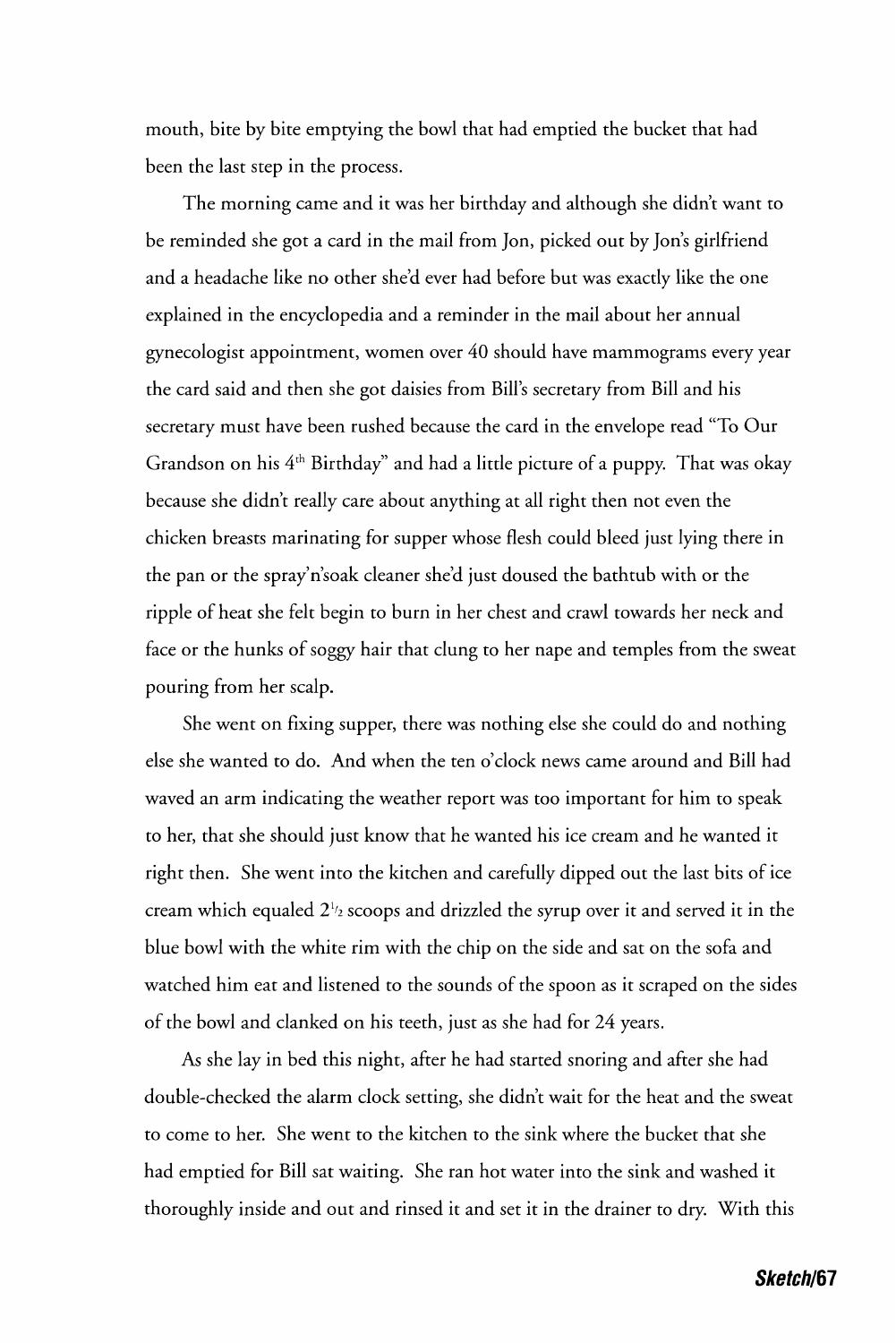mouth, bite by bite emptying the bowl that had emptied the bucket that had been the last step in the process.

The morning came and it was her birthday and although she didn't want to be reminded she got a card in the mail from Jon, picked out by Jon's girlfriend and a headache like no other she'd ever had before but was exactly like the one explained in the encyclopedia and a reminder in the mail about her annual gynecologist appointment, women over 40 should have mammograms every year the card said and then she got daisies from Bill's secretary from Bill and his secretary must have been rushed because the card in the envelope read "To Our Grandson on his 4th Birthday" and had a little picture of a puppy. That was okay because she didn't really care about anything at all right then not even the chicken breasts marinating for supper whose flesh could bleed just lying there in the pan or the spray'n'soak cleaner she'd just doused the bathtub with or the ripple of heat she felt begin to burn in her chest and crawl towards her neck and face or the hunks of soggy hair that clung to her nape and temples from the sweat pouring from her scalp.

She went on fixing supper, there was nothing else she could do and nothing else she wanted to do. And when the ten o'clock news came around and Bill had waved an arm indicating the weather report was too important for him to speak to her, that she should just know that he wanted his ice cream and he wanted it right then. She went into the kitchen and carefully dipped out the last bits of ice cream which equaled 2½ scoops and drizzled the syrup over it and served it in the blue bowl with the white rim with the chip on the side and sat on the sofa and watched him eat and listened to the sounds of the spoon as it scraped on the sides of the bowl and clanked on his teeth, just as she had for 24 years.

As she lay in bed this night, after he had started snoring and after she had double-checked the alarm clock setting, she didn't wait for the heat and the sweat to come to her. She went to the kitchen to the sink where the bucket that she had emptied for Bill sat waiting. She ran hot water into the sink and washed it thoroughly inside and out and rinsed it and set it in the drainer to dry. With this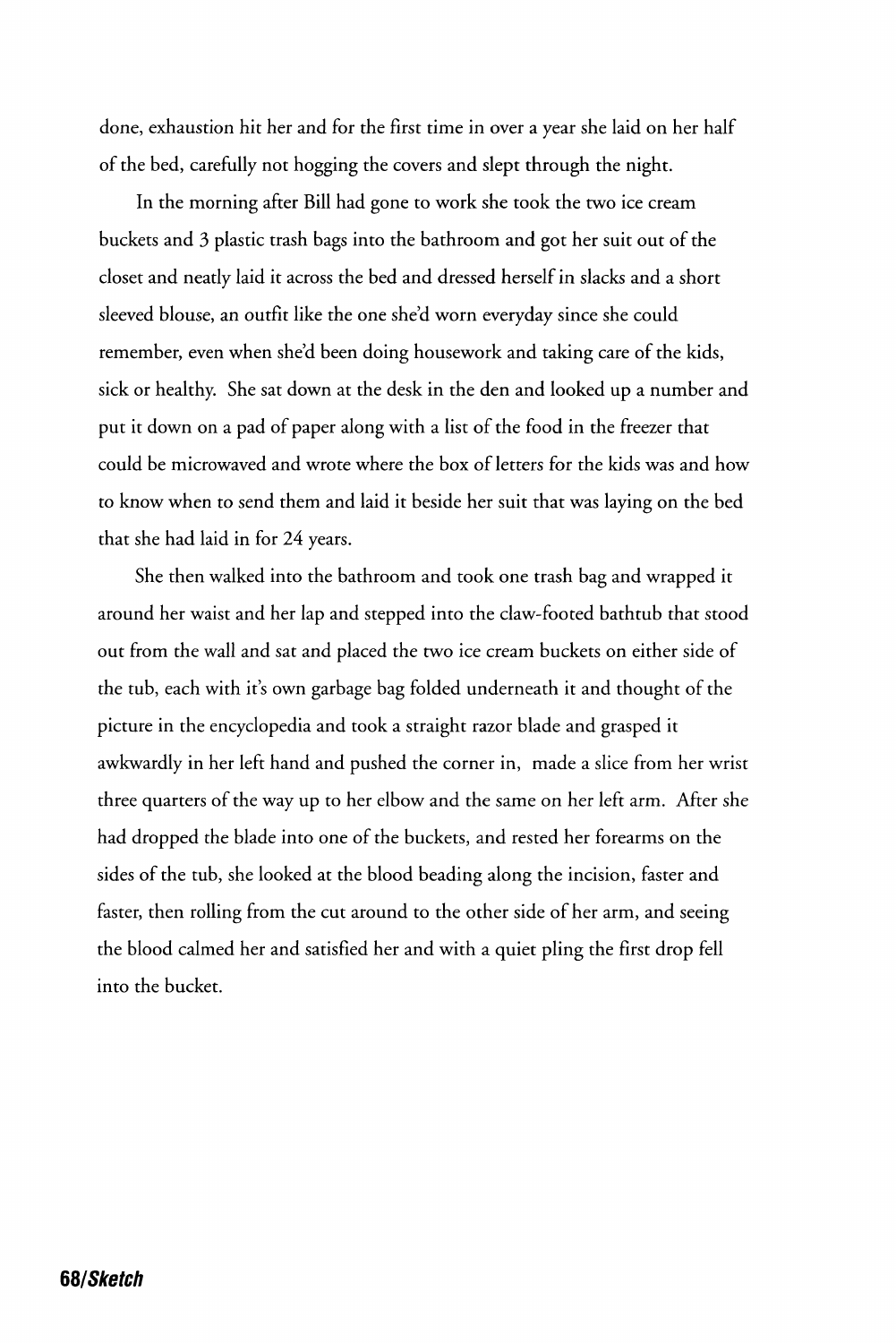done, exhaustion hit her and for the first time in over a year she laid on her half of the bed, carefully not hogging the covers and slept through the night.

In the morning after Bill had gone to work she took the two ice cream buckets and 3 plastic trash bags into the bathroom and got her suit out of the closet and neatly laid it across the bed and dressed herself in slacks and a short sleeved blouse, an outfit like the one she'd worn everyday since she could remember, even when she'd been doing housework and taking care of the kids, sick or healthy. She sat down at the desk in the den and looked up a number and put it down on a pad of paper along with a list of the food in the freezer that could be microwaved and wrote where the box of letters for the kids was and how to know when to send them and laid it beside her suit that was laying on the bed that she had laid in for 24 years.

She then walked into the bathroom and took one trash bag and wrapped it around her waist and her lap and stepped into the claw-footed bathtub that stood out from the wall and sat and placed the two ice cream buckets on either side of the tub, each with it's own garbage bag folded underneath it and thought of the picture in the encyclopedia and took a straight razor blade and grasped it awkwardly in her left hand and pushed the corner in, made a slice from her wrist three quarters of the way up to her elbow and the same on her left arm. After she had dropped the blade into one of the buckets, and rested her forearms on the sides of the tub, she looked at the blood beading along the incision, faster and faster, then rolling from the cut around to the other side of her arm, and seeing the blood calmed her and satisfied her and with a quiet pling the first drop fell into the bucket.